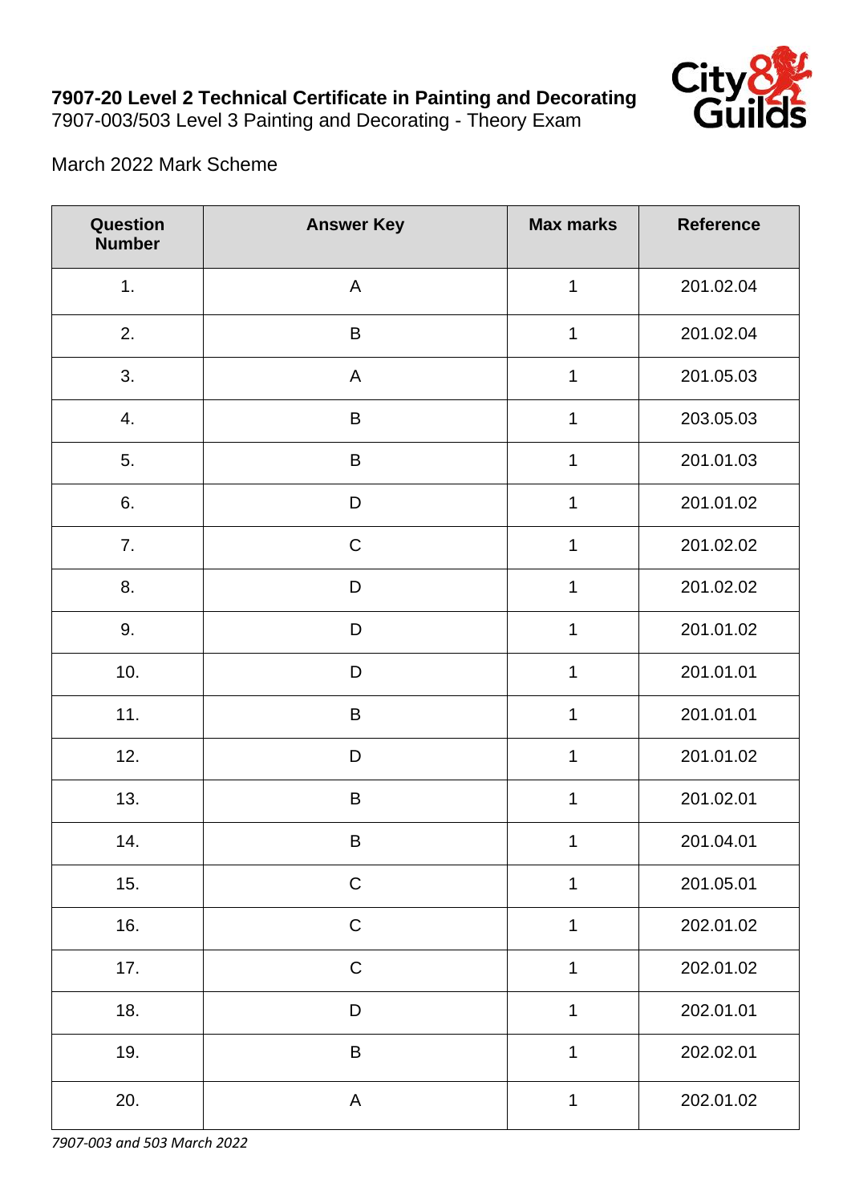**7907-20 Level 2 Technical Certificate in Painting and Decorating**
7907-003/503 Level 3 Painting and Decorating - Theory Exam

March 2022 Mark Scheme

| Question Number | Answer Key | Max marks | Reference |
|---|---|---|---|
| 1. | A | 1 | 201.02.04 |
| 2. | B | 1 | 201.02.04 |
| 3. | A | 1 | 201.05.03 |
| 4. | B | 1 | 203.05.03 |
| 5. | B | 1 | 201.01.03 |
| 6. | D | 1 | 201.01.02 |
| 7. | C | 1 | 201.02.02 |
| 8. | D | 1 | 201.02.02 |
| 9. | D | 1 | 201.01.02 |
| 10. | D | 1 | 201.01.01 |
| 11. | B | 1 | 201.01.01 |
| 12. | D | 1 | 201.01.02 |
| 13. | B | 1 | 201.02.01 |
| 14. | B | 1 | 201.04.01 |
| 15. | C | 1 | 201.05.01 |
| 16. | C | 1 | 202.01.02 |
| 17. | C | 1 | 202.01.02 |
| 18. | D | 1 | 202.01.01 |
| 19. | B | 1 | 202.02.01 |
| 20. | A | 1 | 202.01.02 |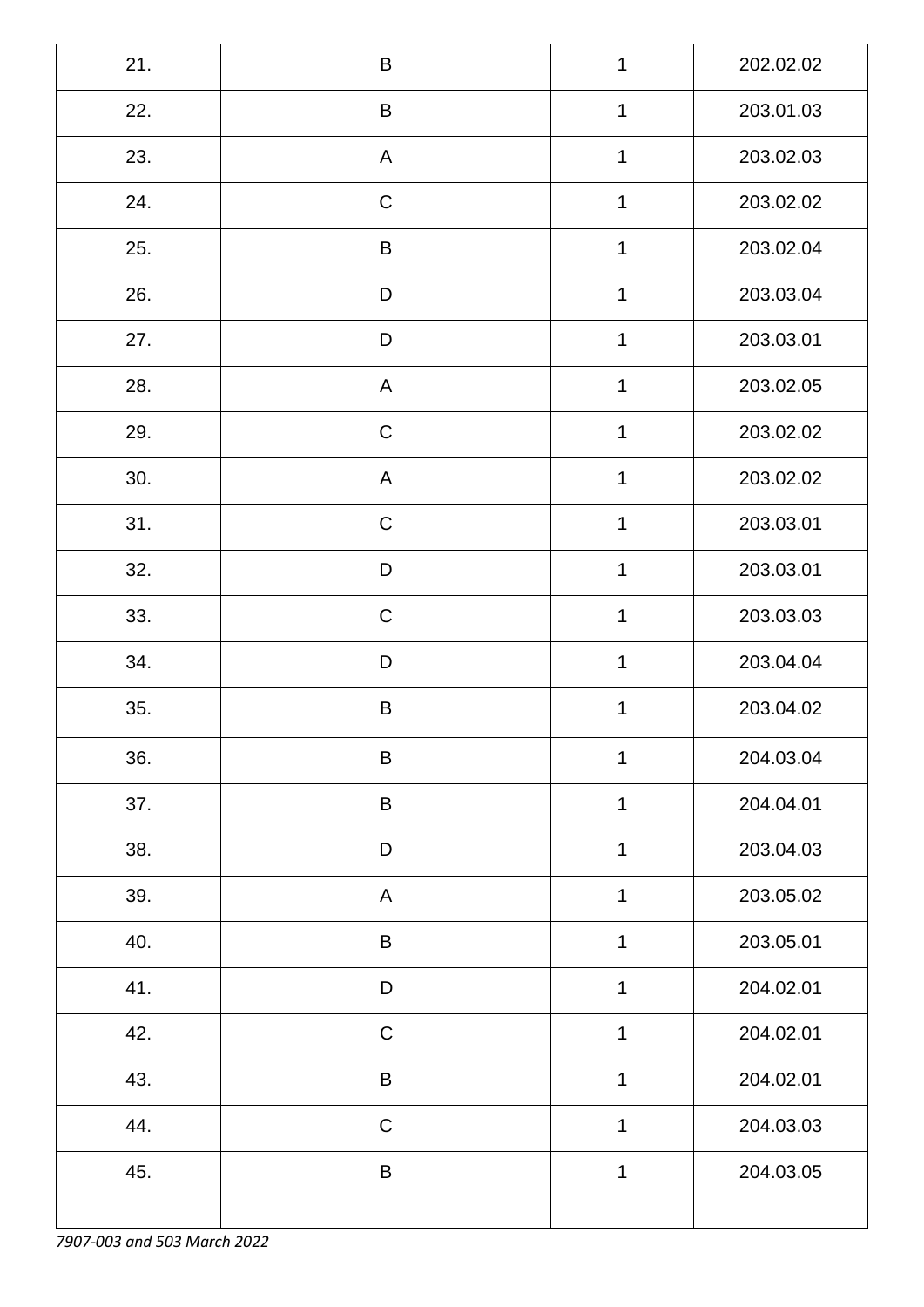| 21. | B | 1 | 202.02.02 |
|---|---|---|---|
| 22. | B | 1 | 203.01.03 |
| 23. | A | 1 | 203.02.03 |
| 24. | C | 1 | 203.02.02 |
| 25. | B | 1 | 203.02.04 |
| 26. | D | 1 | 203.03.04 |
| 27. | D | 1 | 203.03.01 |
| 28. | A | 1 | 203.02.05 |
| 29. | C | 1 | 203.02.02 |
| 30. | A | 1 | 203.02.02 |
| 31. | C | 1 | 203.03.01 |
| 32. | D | 1 | 203.03.01 |
| 33. | C | 1 | 203.03.03 |
| 34. | D | 1 | 203.04.04 |
| 35. | B | 1 | 203.04.02 |
| 36. | B | 1 | 204.03.04 |
| 37. | B | 1 | 204.04.01 |
| 38. | D | 1 | 203.04.03 |
| 39. | A | 1 | 203.05.02 |
| 40. | B | 1 | 203.05.01 |
| 41. | D | 1 | 204.02.01 |
| 42. | C | 1 | 204.02.01 |
| 43. | B | 1 | 204.02.01 |
| 44. | C | 1 | 204.03.03 |
| 45. | B | 1 | 204.03.05 |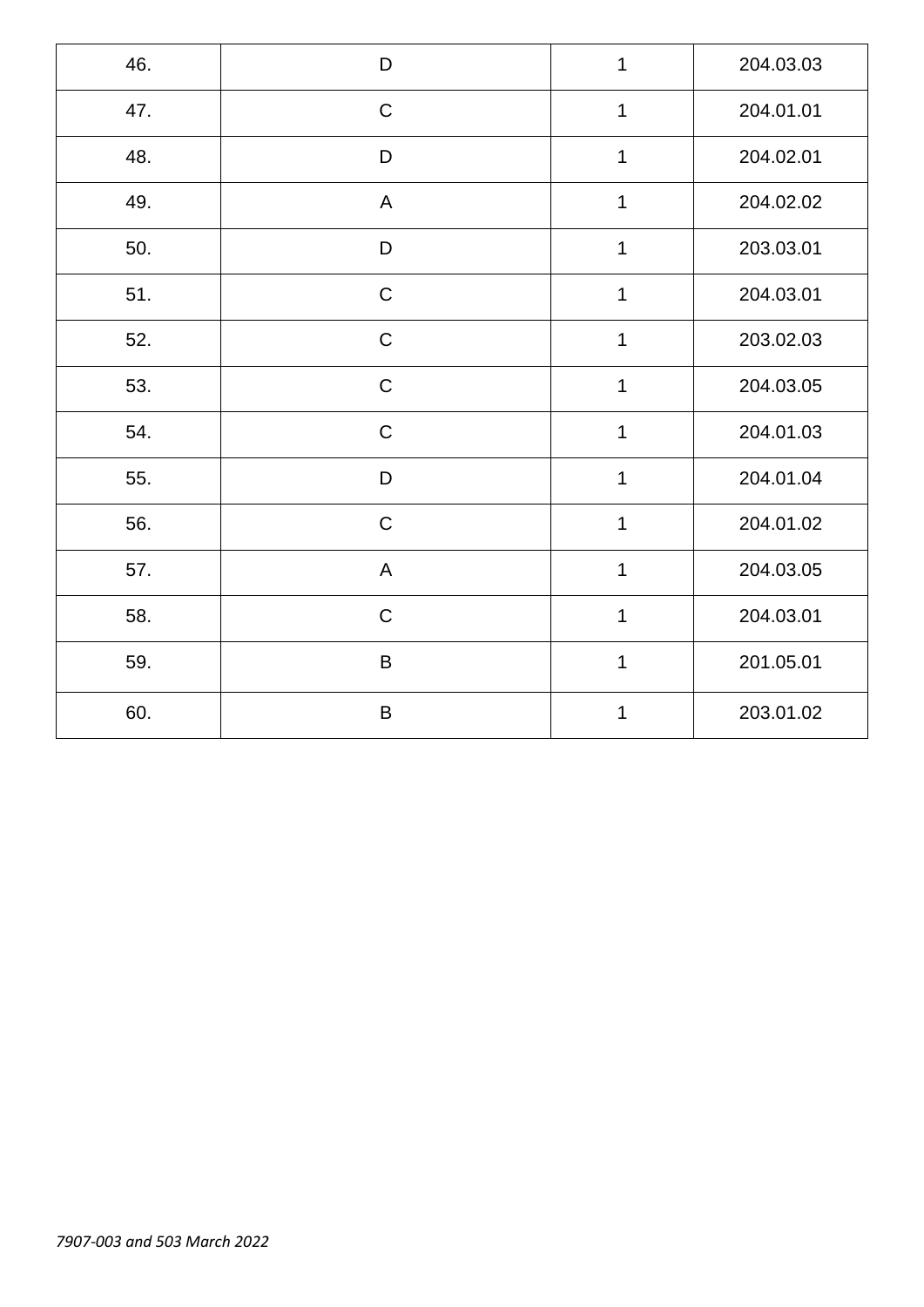| | | | |
|---|---|---|---|
| 46. | D | 1 | 204.03.03 |
| 47. | C | 1 | 204.01.01 |
| 48. | D | 1 | 204.02.01 |
| 49. | A | 1 | 204.02.02 |
| 50. | D | 1 | 203.03.01 |
| 51. | C | 1 | 204.03.01 |
| 52. | C | 1 | 203.02.03 |
| 53. | C | 1 | 204.03.05 |
| 54. | C | 1 | 204.01.03 |
| 55. | D | 1 | 204.01.04 |
| 56. | C | 1 | 204.01.02 |
| 57. | A | 1 | 204.03.05 |
| 58. | C | 1 | 204.03.01 |
| 59. | B | 1 | 201.05.01 |
| 60. | B | 1 | 203.01.02 |